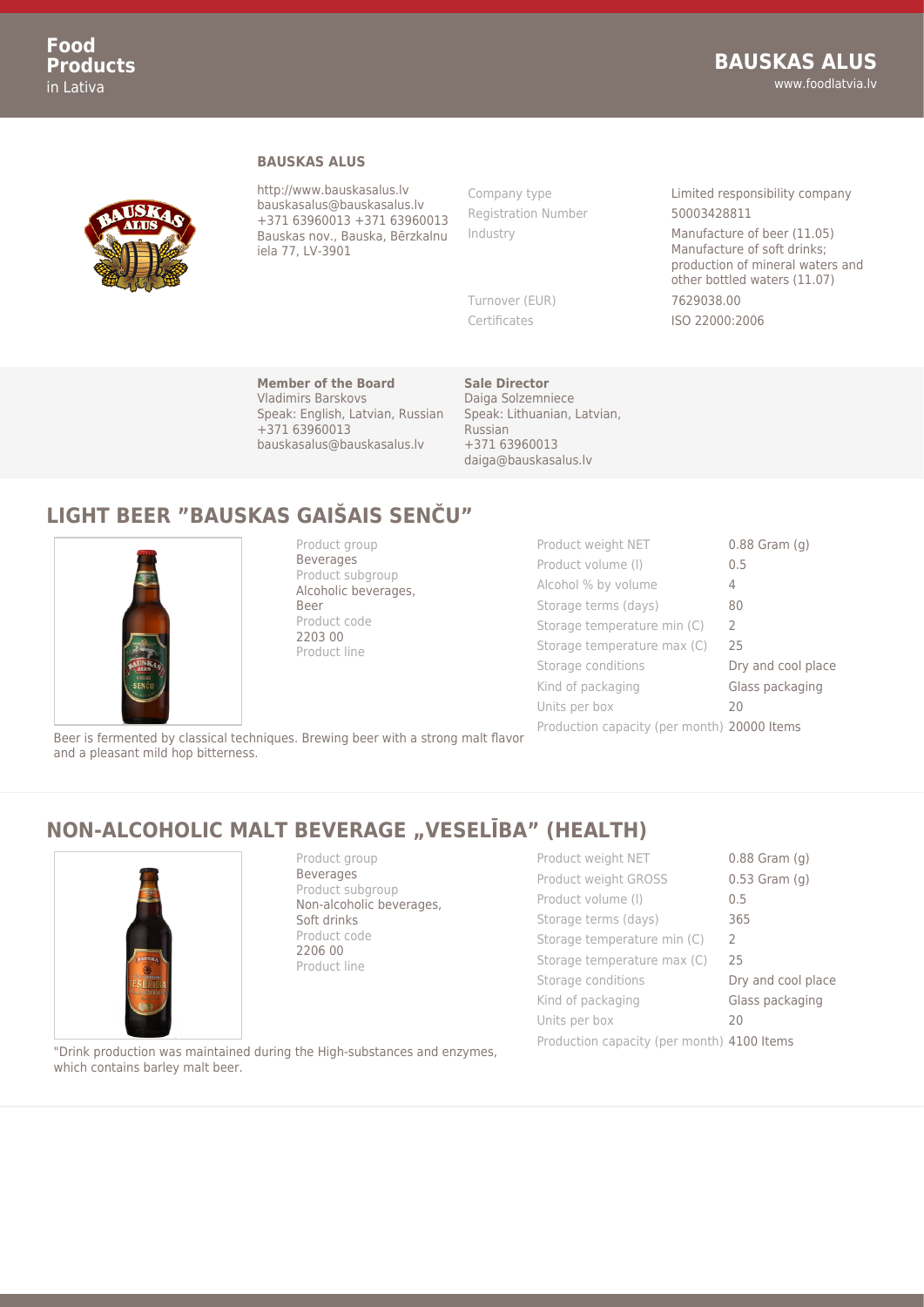## BAUSKAS ALUS

http://www.bauskasalus.lv
bauskasalus@bauskasalus.lv
+371 63960013 +371 63960013
Bauskas nov., Bauska, Bērzkalnu iela 77, LV-3901

| | |
|---|---|
| Company type | Limited responsibility company |
| Registration Number | 50003428811 |
| Industry | Manufacture of beer (11.05) Manufacture of soft drinks; production of mineral waters and other bottled waters (11.07) |
| Turnover (EUR) | 7629038.00 |
| Certificates | ISO 22000:2006 |

**Member of the Board**
Vladimirs Barskovs
Speak: English, Latvian, Russian
+371 63960013
bauskasalus@bauskasalus.lv

**Sale Director**
Daiga Solzemniece
Speak: Lithuanian, Latvian, Russian
+371 63960013
daiga@bauskasalus.lv

## LIGHT BEER "BAUSKAS GAIŠAIS SENČU"

Product group
Beverages
Product subgroup
Alcoholic beverages, Beer
Product code
2203 00
Product line

| | |
|---|---|
| Product weight NET | 0.88 Gram (g) |
| Product volume (l) | 0.5 |
| Alcohol % by volume | 4 |
| Storage terms (days) | 80 |
| Storage temperature min (C) | 2 |
| Storage temperature max (C) | 25 |
| Storage conditions | Dry and cool place |
| Kind of packaging | Glass packaging |
| Units per box | 20 |
| Production capacity (per month) | 20000 Items |

Beer is fermented by classical techniques. Brewing beer with a strong malt flavor and a pleasant mild hop bitterness.

## NON-ALCOHOLIC MALT BEVERAGE „VESELĪBA" (HEALTH)

Product group
Beverages
Product subgroup
Non-alcoholic beverages, Soft drinks
Product code
2206 00
Product line

| | |
|---|---|
| Product weight NET | 0.88 Gram (g) |
| Product weight GROSS | 0.53 Gram (g) |
| Product volume (l) | 0.5 |
| Storage terms (days) | 365 |
| Storage temperature min (C) | 2 |
| Storage temperature max (C) | 25 |
| Storage conditions | Dry and cool place |
| Kind of packaging | Glass packaging |
| Units per box | 20 |
| Production capacity (per month) | 4100 Items |

"Drink production was maintained during the High-substances and enzymes, which contains barley malt beer.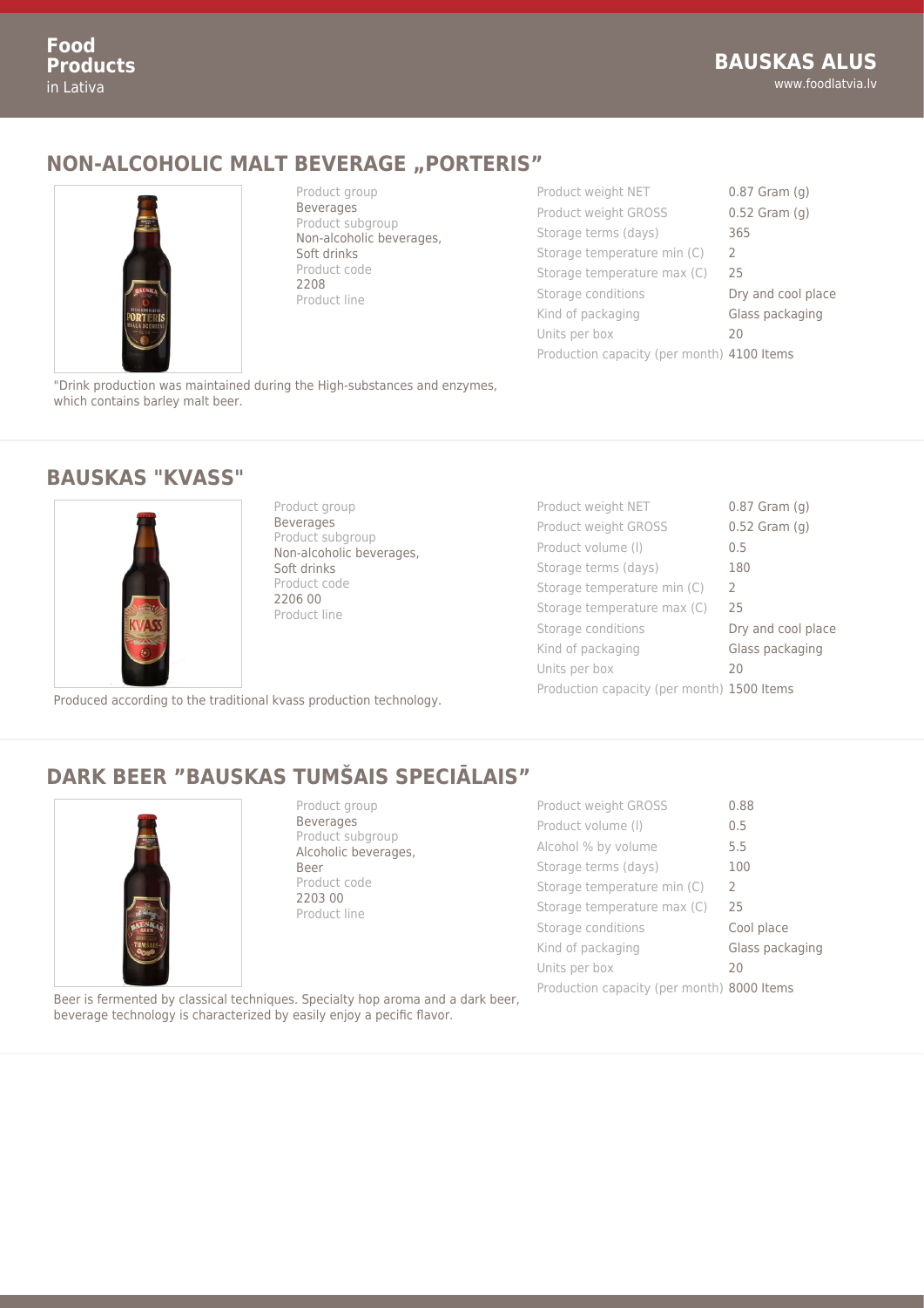## NON-ALCOHOLIC MALT BEVERAGE „PORTERIS"

Product group
Beverages
Product subgroup
Non-alcoholic beverages, Soft drinks
Product code
2208
Product line

| | |
|---|---|
| Product weight NET | 0.87 Gram (g) |
| Product weight GROSS | 0.52 Gram (g) |
| Storage terms (days) | 365 |
| Storage temperature min (C) | 2 |
| Storage temperature max (C) | 25 |
| Storage conditions | Dry and cool place |
| Kind of packaging | Glass packaging |
| Units per box | 20 |
| Production capacity (per month) | 4100 Items |

"Drink production was maintained during the High-substances and enzymes, which contains barley malt beer.

## BAUSKAS "KVASS"

Product group
Beverages
Product subgroup
Non-alcoholic beverages, Soft drinks
Product code
2206 00
Product line

| | |
|---|---|
| Product weight NET | 0.87 Gram (g) |
| Product weight GROSS | 0.52 Gram (g) |
| Product volume (l) | 0.5 |
| Storage terms (days) | 180 |
| Storage temperature min (C) | 2 |
| Storage temperature max (C) | 25 |
| Storage conditions | Dry and cool place |
| Kind of packaging | Glass packaging |
| Units per box | 20 |
| Production capacity (per month) | 1500 Items |

Produced according to the traditional kvass production technology.

## DARK BEER "BAUSKAS TUMŠAIS SPECIĀLAIS"

Product group
Beverages
Product subgroup
Alcoholic beverages, Beer
Product code
2203 00
Product line

| | |
|---|---|
| Product weight GROSS | 0.88 |
| Product volume (l) | 0.5 |
| Alcohol % by volume | 5.5 |
| Storage terms (days) | 100 |
| Storage temperature min (C) | 2 |
| Storage temperature max (C) | 25 |
| Storage conditions | Cool place |
| Kind of packaging | Glass packaging |
| Units per box | 20 |
| Production capacity (per month) | 8000 Items |

Beer is fermented by classical techniques. Specialty hop aroma and a dark beer, beverage technology is characterized by easily enjoy a pecific flavor.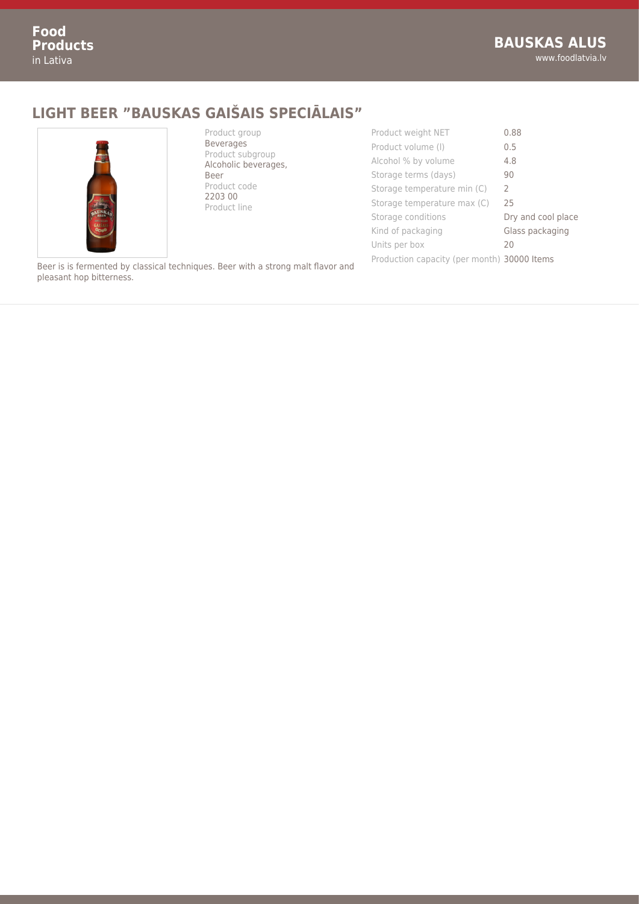## LIGHT BEER "BAUSKAS GAIŠAIS SPECIĀLAIS"

Product group
Beverages
Product subgroup
Alcoholic beverages, Beer
Product code
2203 00
Product line

| | |
|---|---|
| Product weight NET | 0.88 |
| Product volume (l) | 0.5 |
| Alcohol % by volume | 4.8 |
| Storage terms (days) | 90 |
| Storage temperature min (C) | 2 |
| Storage temperature max (C) | 25 |
| Storage conditions | Dry and cool place |
| Kind of packaging | Glass packaging |
| Units per box | 20 |
| Production capacity (per month) | 30000 Items |

Beer is is fermented by classical techniques. Beer with a strong malt flavor and pleasant hop bitterness.